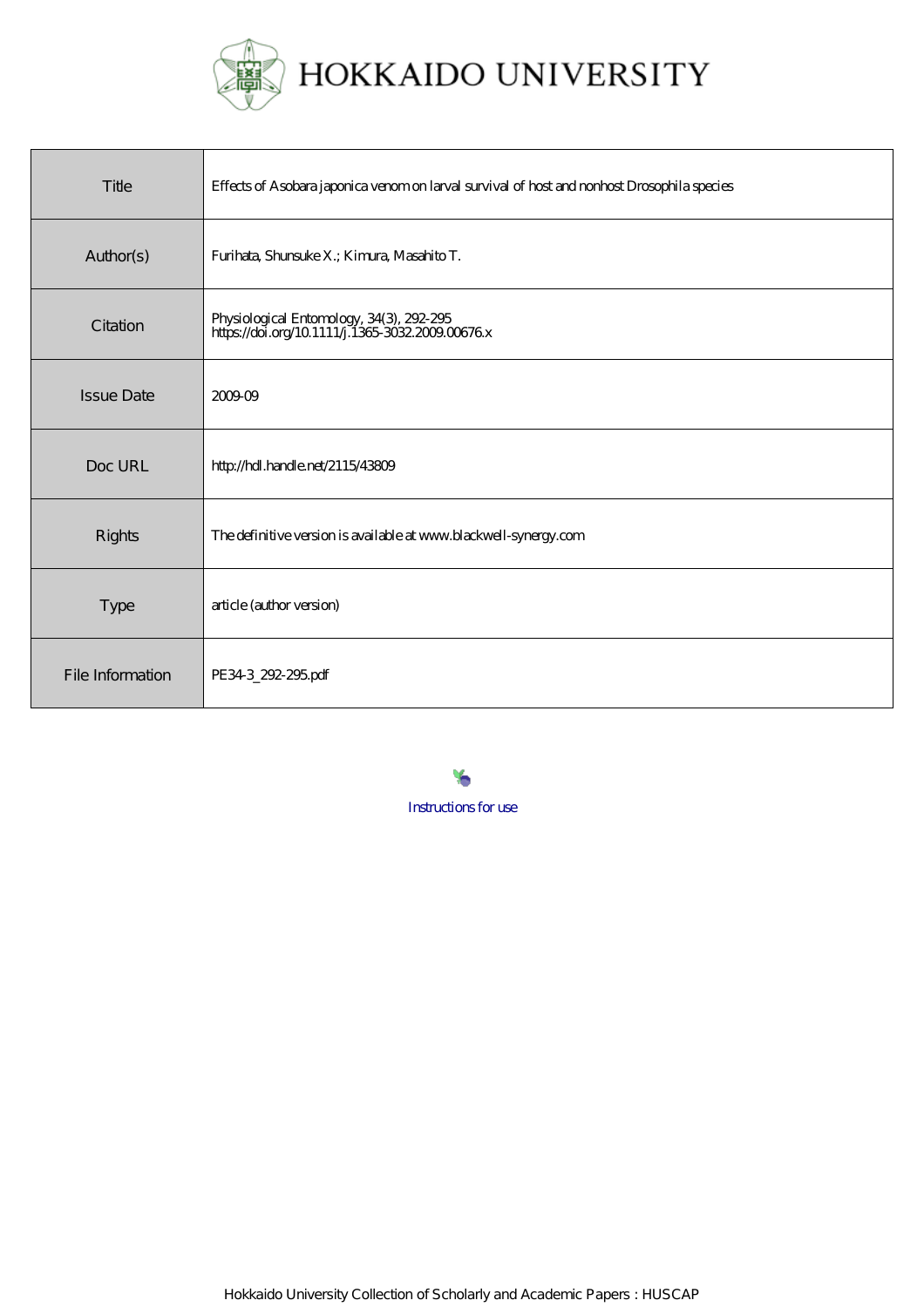# HOKKAIDO UNIVERSITY

| | |
|---|---|
| Title | Effects of Asobara japonica venom on larval survival of host and nonhost Drosophila species |
| Author(s) | Furihata, Shunsuke X.; Kimura, Masahito T. |
| Citation | Physiological Entomology, 34(3), 292-295<br>https://doi.org/10.1111/j.1365-3032.2009.00676.x |
| Issue Date | 2009-09 |
| Doc URL | http://hdl.handle.net/2115/43809 |
| Rights | The definitive version is available at www.blackwell-synergy.com |
| Type | article (author version) |
| File Information | PE34-3_292-295.pdf |

Instructions for use

Hokkaido University Collection of Scholarly and Academic Papers : HUSCAP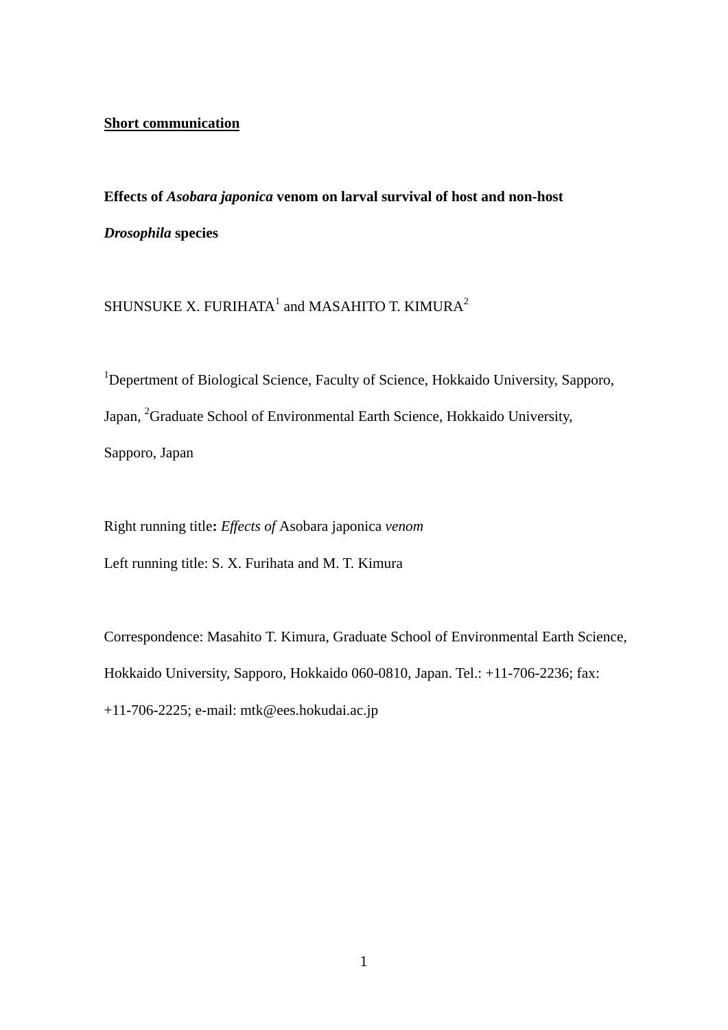**Short communication**

**Effects of *Asobara japonica* venom on larval survival of host and non-host *Drosophila* species**

SHUNSUKE X. FURIHATA[1] and MASAHITO T. KIMURA[2]

[1]Depertment of Biological Science, Faculty of Science, Hokkaido University, Sapporo, Japan, [2]Graduate School of Environmental Earth Science, Hokkaido University, Sapporo, Japan

Right running title**:** *Effects of* Asobara japonica *venom*

Left running title: S. X. Furihata and M. T. Kimura

Correspondence: Masahito T. Kimura, Graduate School of Environmental Earth Science, Hokkaido University, Sapporo, Hokkaido 060-0810, Japan. Tel.: +11-706-2236; fax: +11-706-2225; e-mail: mtk@ees.hokudai.ac.jp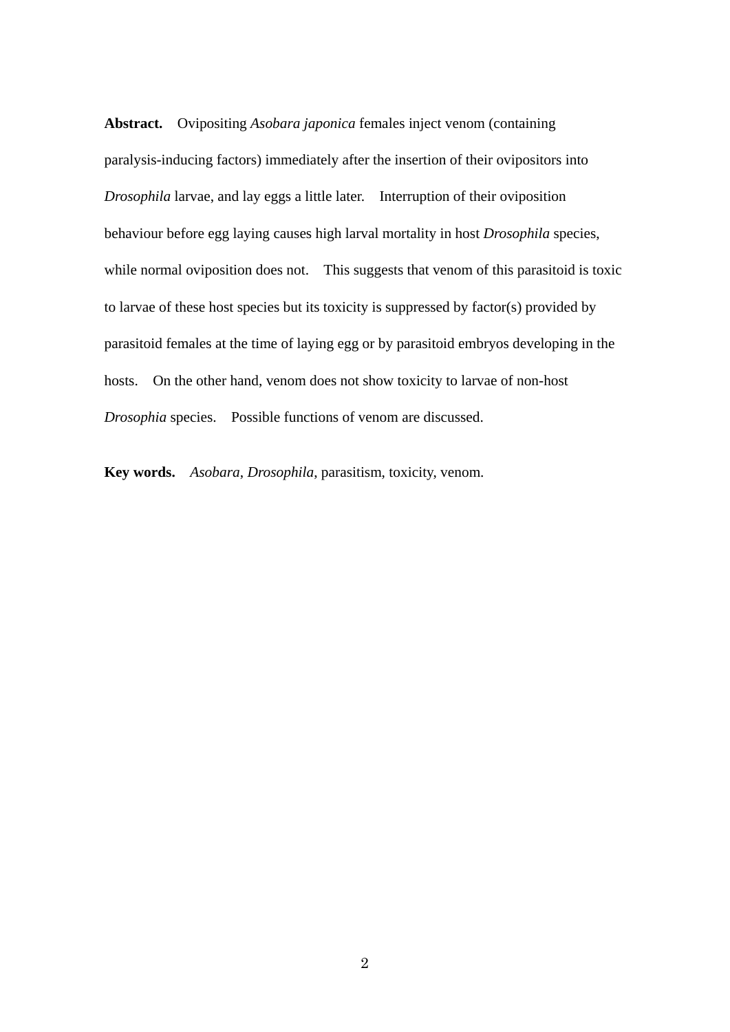**Abstract.** Ovipositing *Asobara japonica* females inject venom (containing paralysis-inducing factors) immediately after the insertion of their ovipositors into *Drosophila* larvae, and lay eggs a little later. Interruption of their oviposition behaviour before egg laying causes high larval mortality in host *Drosophila* species, while normal oviposition does not. This suggests that venom of this parasitoid is toxic to larvae of these host species but its toxicity is suppressed by factor(s) provided by parasitoid females at the time of laying egg or by parasitoid embryos developing in the hosts. On the other hand, venom does not show toxicity to larvae of non-host *Drosophia* species. Possible functions of venom are discussed.

**Key words.** *Asobara*, *Drosophila*, parasitism, toxicity, venom.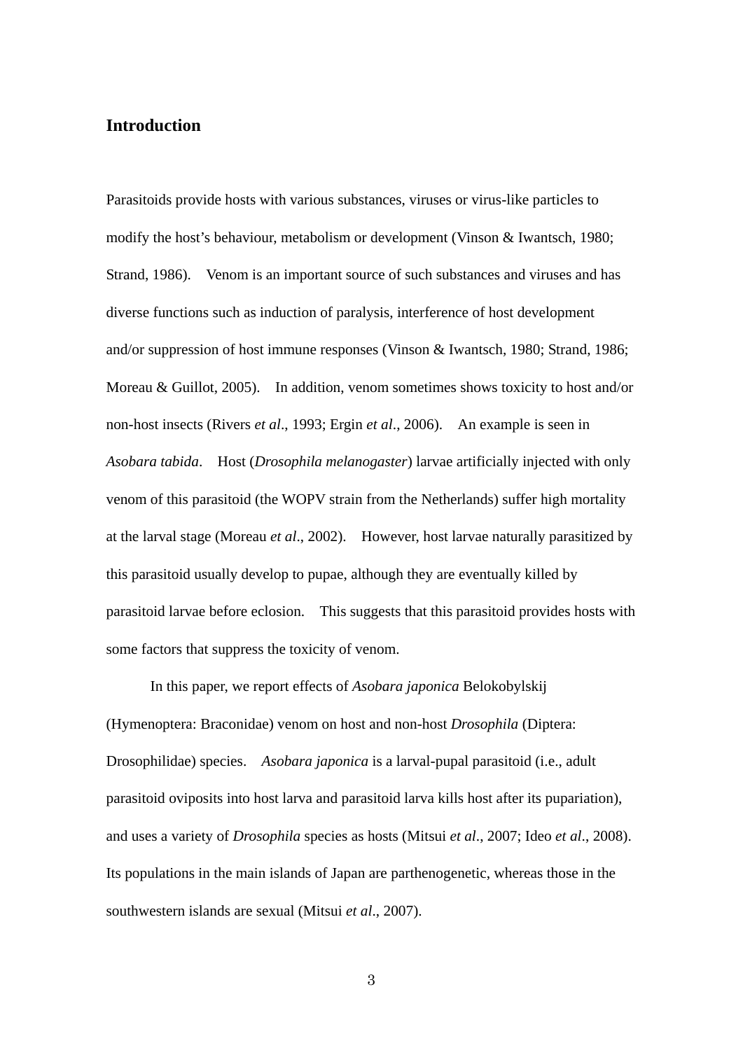## Introduction

Parasitoids provide hosts with various substances, viruses or virus-like particles to modify the host's behaviour, metabolism or development (Vinson & Iwantsch, 1980; Strand, 1986). Venom is an important source of such substances and viruses and has diverse functions such as induction of paralysis, interference of host development and/or suppression of host immune responses (Vinson & Iwantsch, 1980; Strand, 1986; Moreau & Guillot, 2005). In addition, venom sometimes shows toxicity to host and/or non-host insects (Rivers *et al*., 1993; Ergin *et al*., 2006). An example is seen in *Asobara tabida*. Host (*Drosophila melanogaster*) larvae artificially injected with only venom of this parasitoid (the WOPV strain from the Netherlands) suffer high mortality at the larval stage (Moreau *et al*., 2002). However, host larvae naturally parasitized by this parasitoid usually develop to pupae, although they are eventually killed by parasitoid larvae before eclosion. This suggests that this parasitoid provides hosts with some factors that suppress the toxicity of venom.

In this paper, we report effects of *Asobara japonica* Belokobylskij (Hymenoptera: Braconidae) venom on host and non-host *Drosophila* (Diptera: Drosophilidae) species. *Asobara japonica* is a larval-pupal parasitoid (i.e., adult parasitoid oviposits into host larva and parasitoid larva kills host after its pupariation), and uses a variety of *Drosophila* species as hosts (Mitsui *et al*., 2007; Ideo *et al*., 2008). Its populations in the main islands of Japan are parthenogenetic, whereas those in the southwestern islands are sexual (Mitsui *et al*., 2007).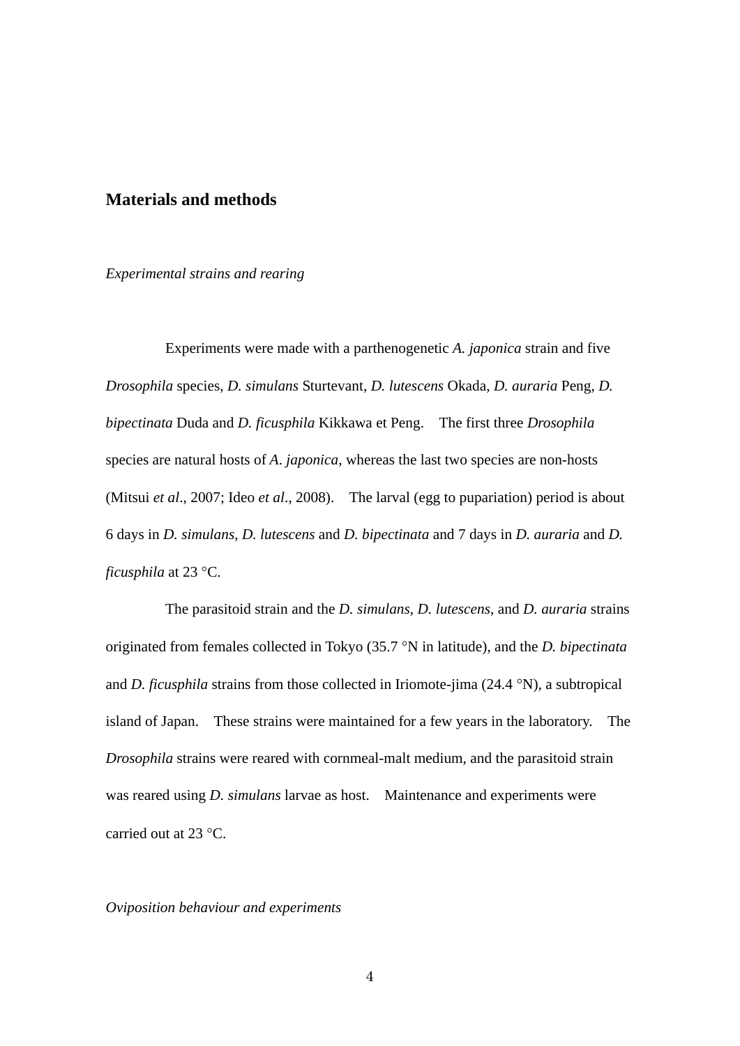## Materials and methods

### *Experimental strains and rearing*

Experiments were made with a parthenogenetic *A. japonica* strain and five *Drosophila* species, *D. simulans* Sturtevant, *D. lutescens* Okada, *D. auraria* Peng, *D. bipectinata* Duda and *D. ficusphila* Kikkawa et Peng. The first three *Drosophila* species are natural hosts of *A. japonica*, whereas the last two species are non-hosts (Mitsui *et al*., 2007; Ideo *et al*., 2008). The larval (egg to pupariation) period is about 6 days in *D. simulans*, *D. lutescens* and *D. bipectinata* and 7 days in *D. auraria* and *D. ficusphila* at 23 °C.

The parasitoid strain and the *D. simulans*, *D. lutescens*, and *D. auraria* strains originated from females collected in Tokyo (35.7 °N in latitude), and the *D. bipectinata* and *D. ficusphila* strains from those collected in Iriomote-jima (24.4 °N), a subtropical island of Japan. These strains were maintained for a few years in the laboratory. The *Drosophila* strains were reared with cornmeal-malt medium, and the parasitoid strain was reared using *D. simulans* larvae as host. Maintenance and experiments were carried out at 23 °C.

### *Oviposition behaviour and experiments*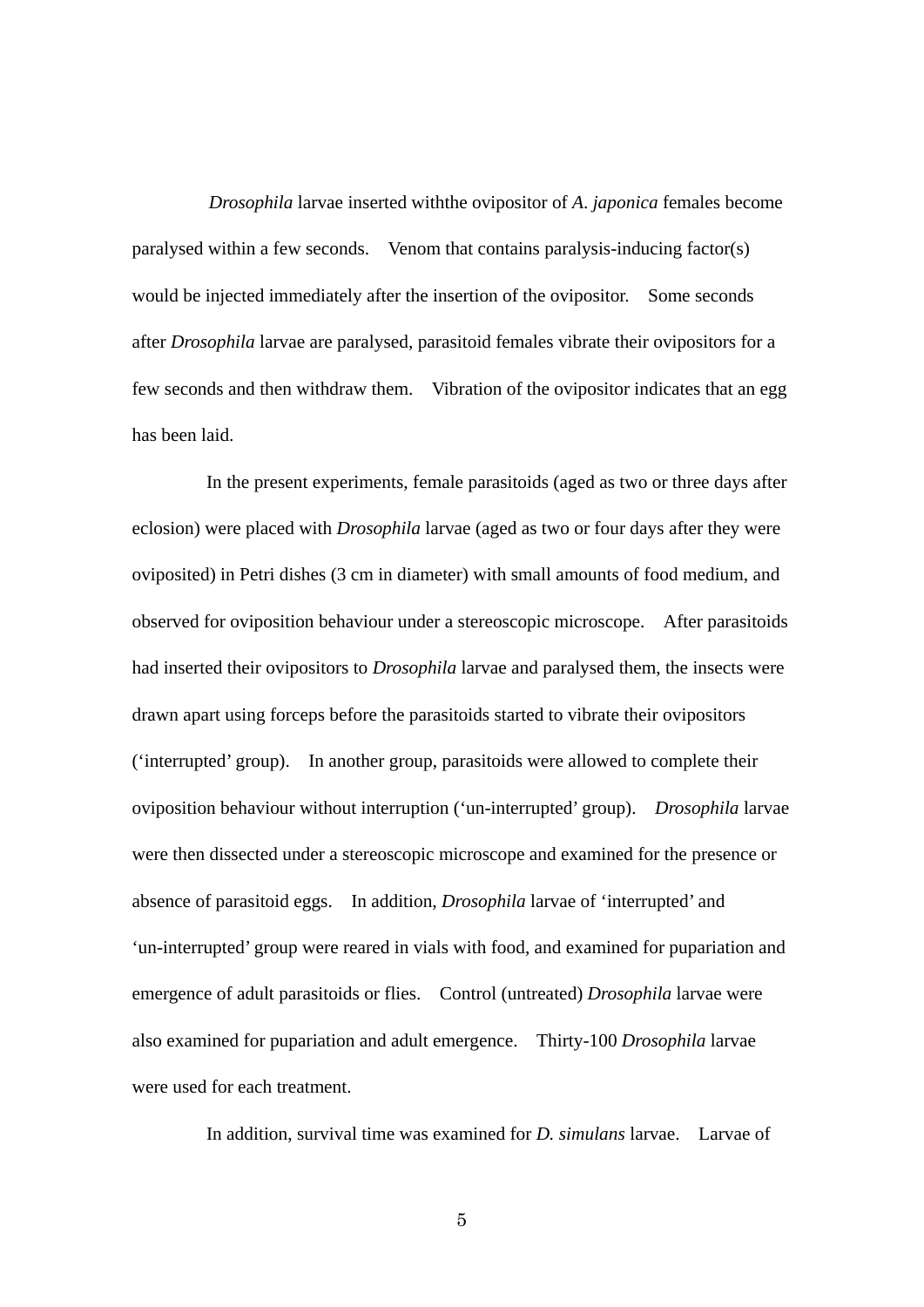*Drosophila* larvae inserted withthe ovipositor of *A. japonica* females become paralysed within a few seconds. Venom that contains paralysis-inducing factor(s) would be injected immediately after the insertion of the ovipositor. Some seconds after *Drosophila* larvae are paralysed, parasitoid females vibrate their ovipositors for a few seconds and then withdraw them. Vibration of the ovipositor indicates that an egg has been laid.

In the present experiments, female parasitoids (aged as two or three days after eclosion) were placed with *Drosophila* larvae (aged as two or four days after they were oviposited) in Petri dishes (3 cm in diameter) with small amounts of food medium, and observed for oviposition behaviour under a stereoscopic microscope. After parasitoids had inserted their ovipositors to *Drosophila* larvae and paralysed them, the insects were drawn apart using forceps before the parasitoids started to vibrate their ovipositors ('interrupted' group). In another group, parasitoids were allowed to complete their oviposition behaviour without interruption ('un-interrupted' group). *Drosophila* larvae were then dissected under a stereoscopic microscope and examined for the presence or absence of parasitoid eggs. In addition, *Drosophila* larvae of 'interrupted' and 'un-interrupted' group were reared in vials with food, and examined for pupariation and emergence of adult parasitoids or flies. Control (untreated) *Drosophila* larvae were also examined for pupariation and adult emergence. Thirty-100 *Drosophila* larvae were used for each treatment.

In addition, survival time was examined for *D. simulans* larvae. Larvae of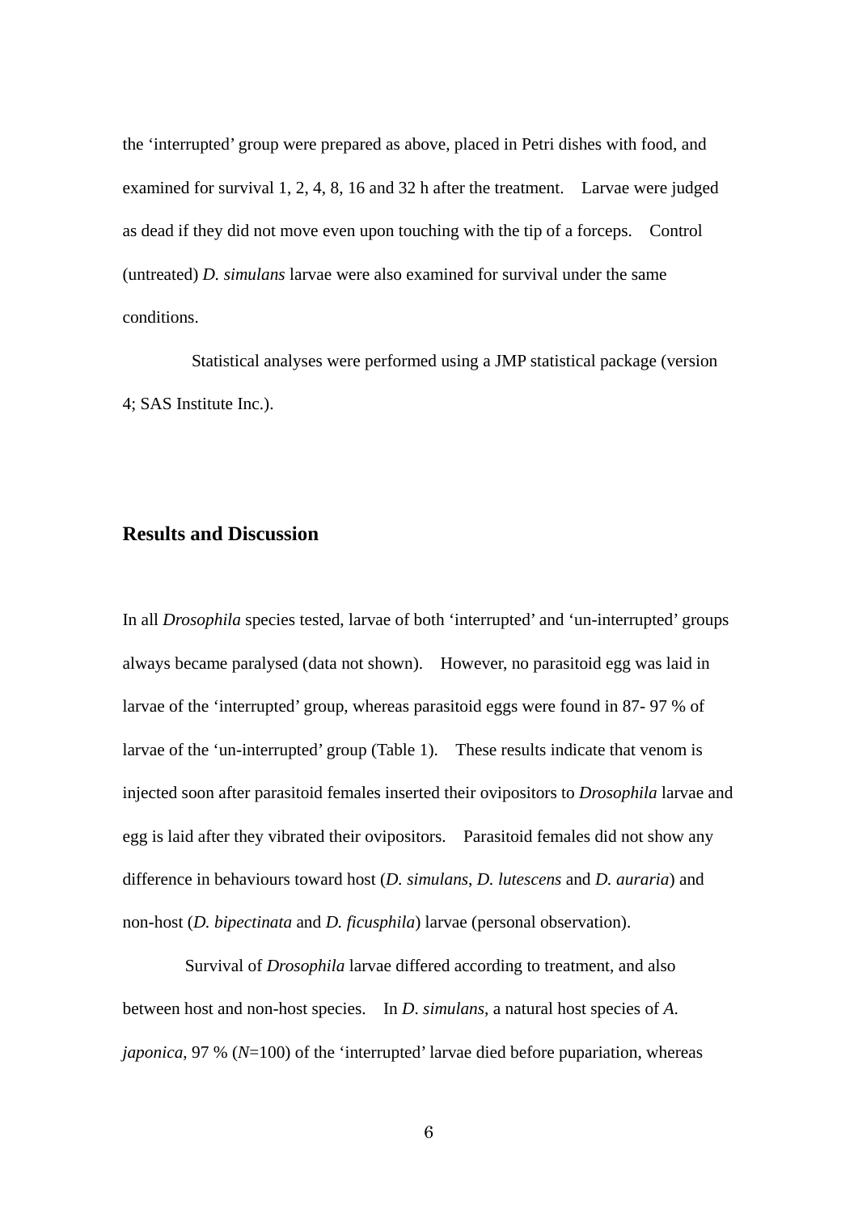the ‘interrupted’ group were prepared as above, placed in Petri dishes with food, and examined for survival 1, 2, 4, 8, 16 and 32 h after the treatment. Larvae were judged as dead if they did not move even upon touching with the tip of a forceps. Control (untreated) *D. simulans* larvae were also examined for survival under the same conditions.

Statistical analyses were performed using a JMP statistical package (version 4; SAS Institute Inc.).

## Results and Discussion

In all *Drosophila* species tested, larvae of both ‘interrupted’ and ‘un-interrupted’ groups always became paralysed (data not shown). However, no parasitoid egg was laid in larvae of the ‘interrupted’ group, whereas parasitoid eggs were found in 87- 97 % of larvae of the ‘un-interrupted’ group (Table 1). These results indicate that venom is injected soon after parasitoid females inserted their ovipositors to *Drosophila* larvae and egg is laid after they vibrated their ovipositors. Parasitoid females did not show any difference in behaviours toward host (*D. simulans*, *D. lutescens* and *D. auraria*) and non-host (*D. bipectinata* and *D. ficusphila*) larvae (personal observation).

Survival of *Drosophila* larvae differed according to treatment, and also between host and non-host species. In *D. simulans*, a natural host species of *A. japonica*, 97 % (*N*=100) of the ‘interrupted’ larvae died before pupariation, whereas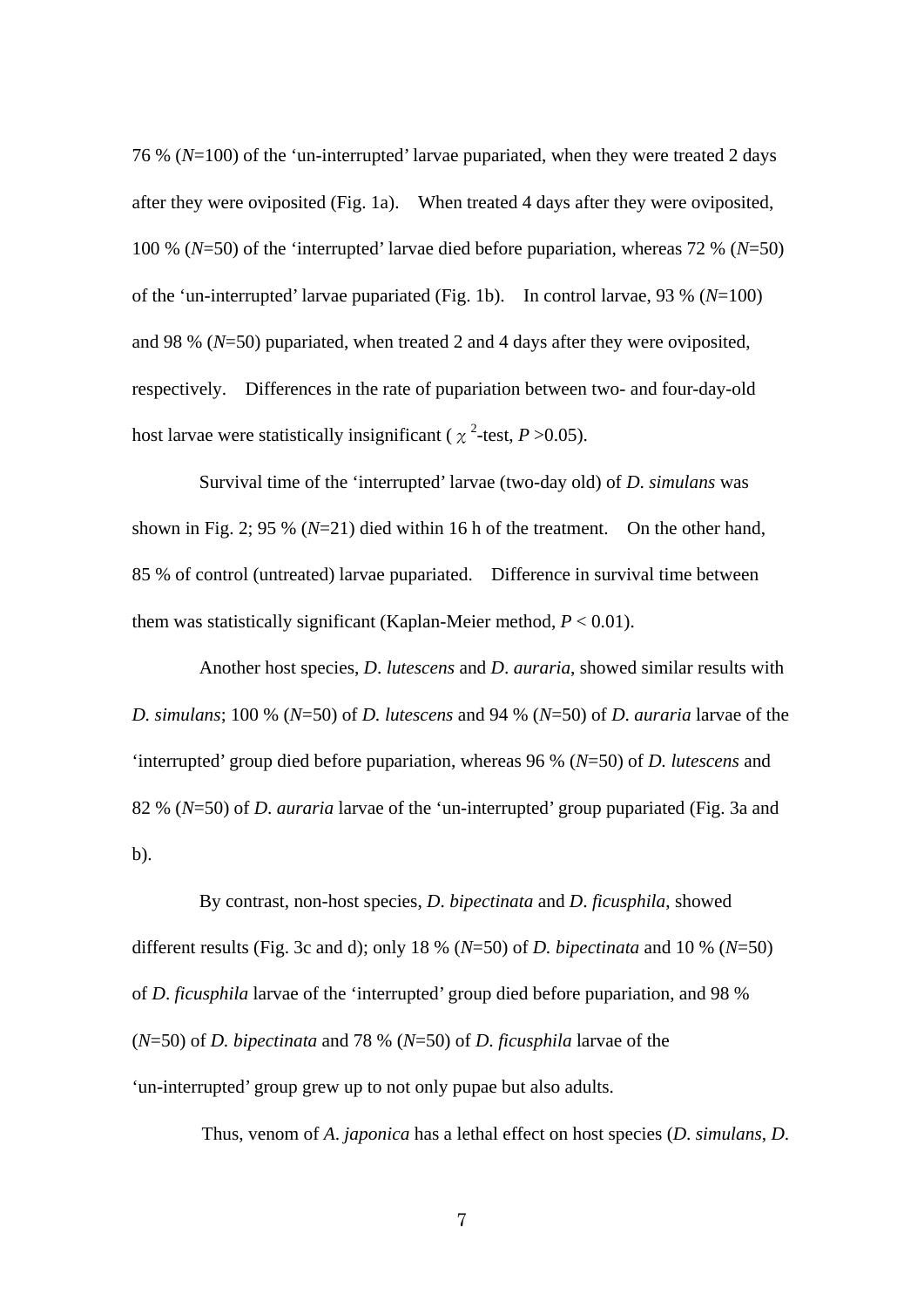76 % (*N*=100) of the 'un-interrupted' larvae pupariated, when they were treated 2 days after they were oviposited (Fig. 1a). When treated 4 days after they were oviposited, 100 % (*N*=50) of the 'interrupted' larvae died before pupariation, whereas 72 % (*N*=50) of the 'un-interrupted' larvae pupariated (Fig. 1b). In control larvae, 93 % (*N*=100) and 98 % (*N*=50) pupariated, when treated 2 and 4 days after they were oviposited, respectively. Differences in the rate of pupariation between two- and four-day-old host larvae were statistically insignificant ($\chi^2$-test, $P > 0.05$).

Survival time of the 'interrupted' larvae (two-day old) of *D. simulans* was shown in Fig. 2; 95 % (*N*=21) died within 16 h of the treatment. On the other hand, 85 % of control (untreated) larvae pupariated. Difference in survival time between them was statistically significant (Kaplan-Meier method, $P < 0.01$).

Another host species, *D. lutescens* and *D. auraria*, showed similar results with *D. simulans*; 100 % (*N*=50) of *D. lutescens* and 94 % (*N*=50) of *D. auraria* larvae of the 'interrupted' group died before pupariation, whereas 96 % (*N*=50) of *D. lutescens* and 82 % (*N*=50) of *D. auraria* larvae of the 'un-interrupted' group pupariated (Fig. 3a and b).

By contrast, non-host species, *D. bipectinata* and *D. ficusphila*, showed different results (Fig. 3c and d); only 18 % (*N*=50) of *D. bipectinata* and 10 % (*N*=50) of *D. ficusphila* larvae of the 'interrupted' group died before pupariation, and 98 % (*N*=50) of *D. bipectinata* and 78 % (*N*=50) of *D. ficusphila* larvae of the 'un-interrupted' group grew up to not only pupae but also adults.

Thus, venom of *A. japonica* has a lethal effect on host species (*D. simulans*, *D.*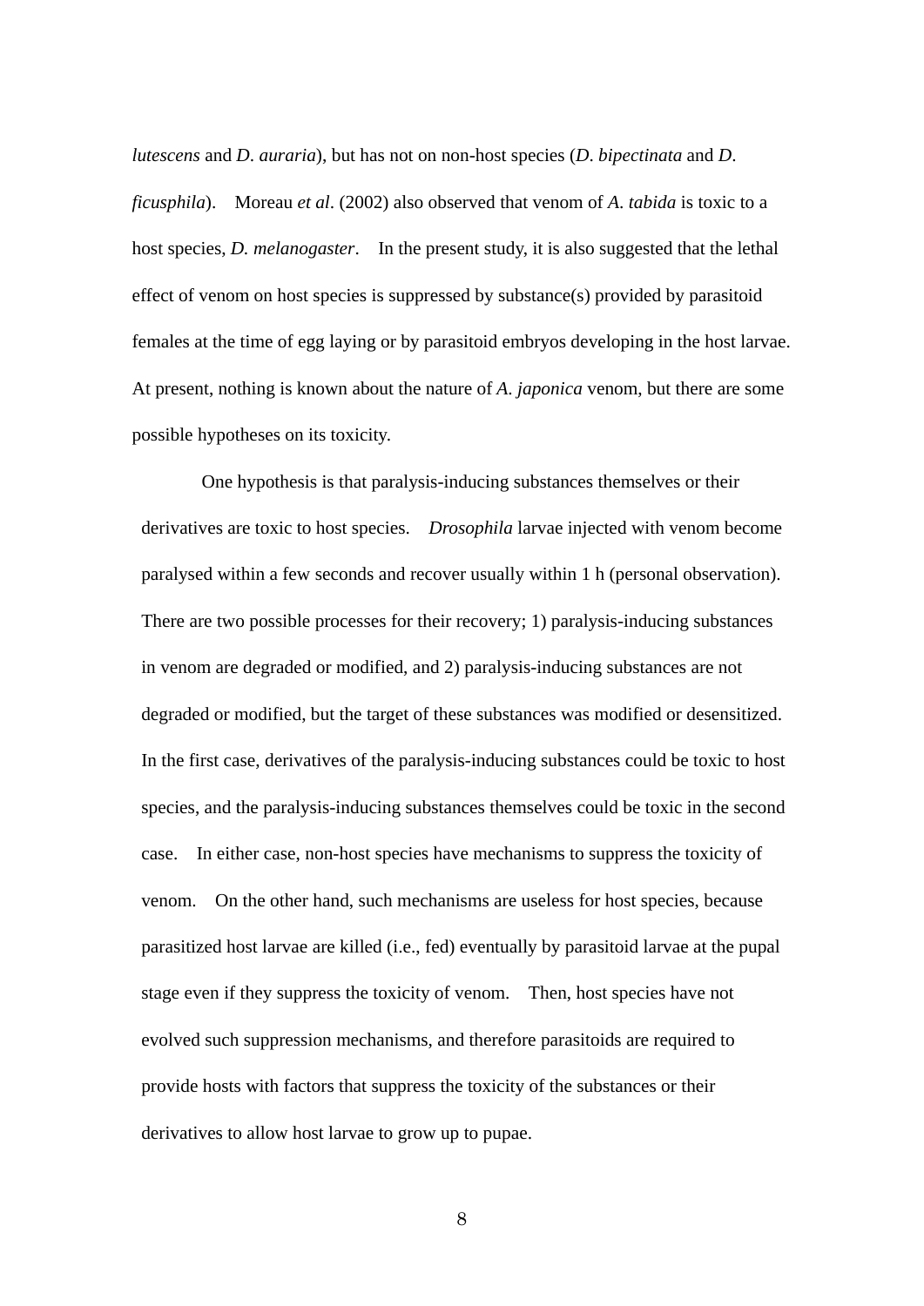*lutescens* and *D*. *auraria*), but has not on non-host species (*D*. *bipectinata* and *D*. *ficusphila*). Moreau *et al*. (2002) also observed that venom of *A*. *tabida* is toxic to a host species, *D. melanogaster*. In the present study, it is also suggested that the lethal effect of venom on host species is suppressed by substance(s) provided by parasitoid females at the time of egg laying or by parasitoid embryos developing in the host larvae. At present, nothing is known about the nature of *A*. *japonica* venom, but there are some possible hypotheses on its toxicity.

One hypothesis is that paralysis-inducing substances themselves or their derivatives are toxic to host species. *Drosophila* larvae injected with venom become paralysed within a few seconds and recover usually within 1 h (personal observation). There are two possible processes for their recovery; 1) paralysis-inducing substances in venom are degraded or modified, and 2) paralysis-inducing substances are not degraded or modified, but the target of these substances was modified or desensitized. In the first case, derivatives of the paralysis-inducing substances could be toxic to host species, and the paralysis-inducing substances themselves could be toxic in the second case. In either case, non-host species have mechanisms to suppress the toxicity of venom. On the other hand, such mechanisms are useless for host species, because parasitized host larvae are killed (i.e., fed) eventually by parasitoid larvae at the pupal stage even if they suppress the toxicity of venom. Then, host species have not evolved such suppression mechanisms, and therefore parasitoids are required to provide hosts with factors that suppress the toxicity of the substances or their derivatives to allow host larvae to grow up to pupae.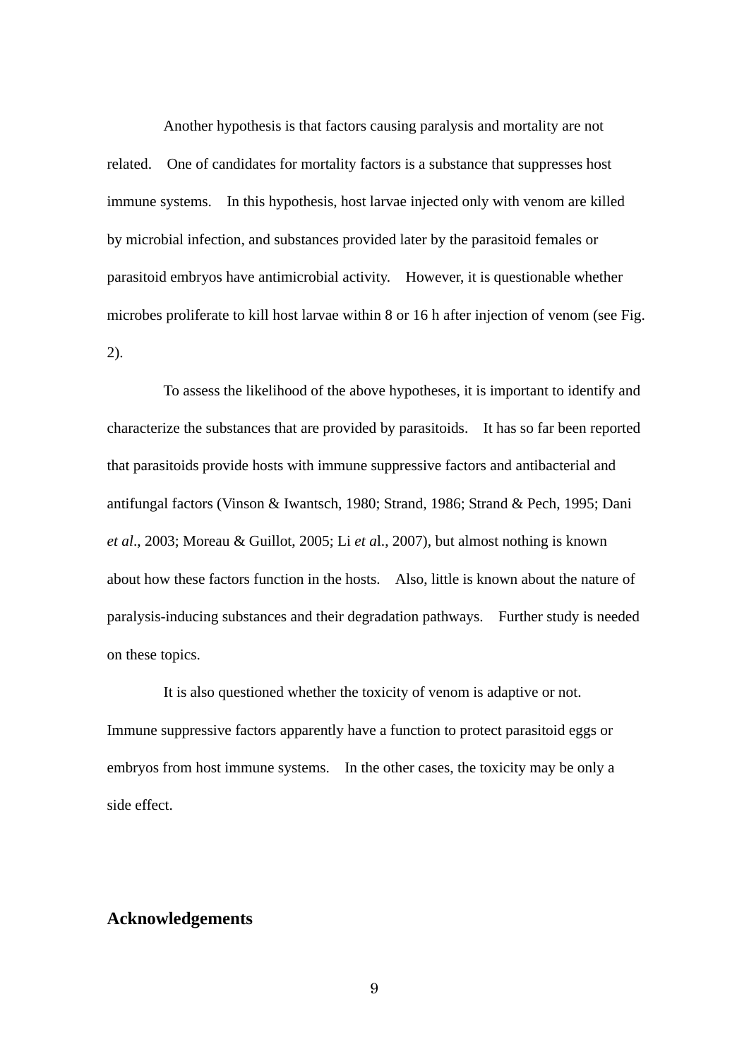Another hypothesis is that factors causing paralysis and mortality are not related. One of candidates for mortality factors is a substance that suppresses host immune systems. In this hypothesis, host larvae injected only with venom are killed by microbial infection, and substances provided later by the parasitoid females or parasitoid embryos have antimicrobial activity. However, it is questionable whether microbes proliferate to kill host larvae within 8 or 16 h after injection of venom (see Fig. 2).

To assess the likelihood of the above hypotheses, it is important to identify and characterize the substances that are provided by parasitoids. It has so far been reported that parasitoids provide hosts with immune suppressive factors and antibacterial and antifungal factors (Vinson & Iwantsch, 1980; Strand, 1986; Strand & Pech, 1995; Dani *et al*., 2003; Moreau & Guillot, 2005; Li *et a*l., 2007), but almost nothing is known about how these factors function in the hosts. Also, little is known about the nature of paralysis-inducing substances and their degradation pathways. Further study is needed on these topics.

It is also questioned whether the toxicity of venom is adaptive or not. Immune suppressive factors apparently have a function to protect parasitoid eggs or embryos from host immune systems. In the other cases, the toxicity may be only a side effect.

## Acknowledgements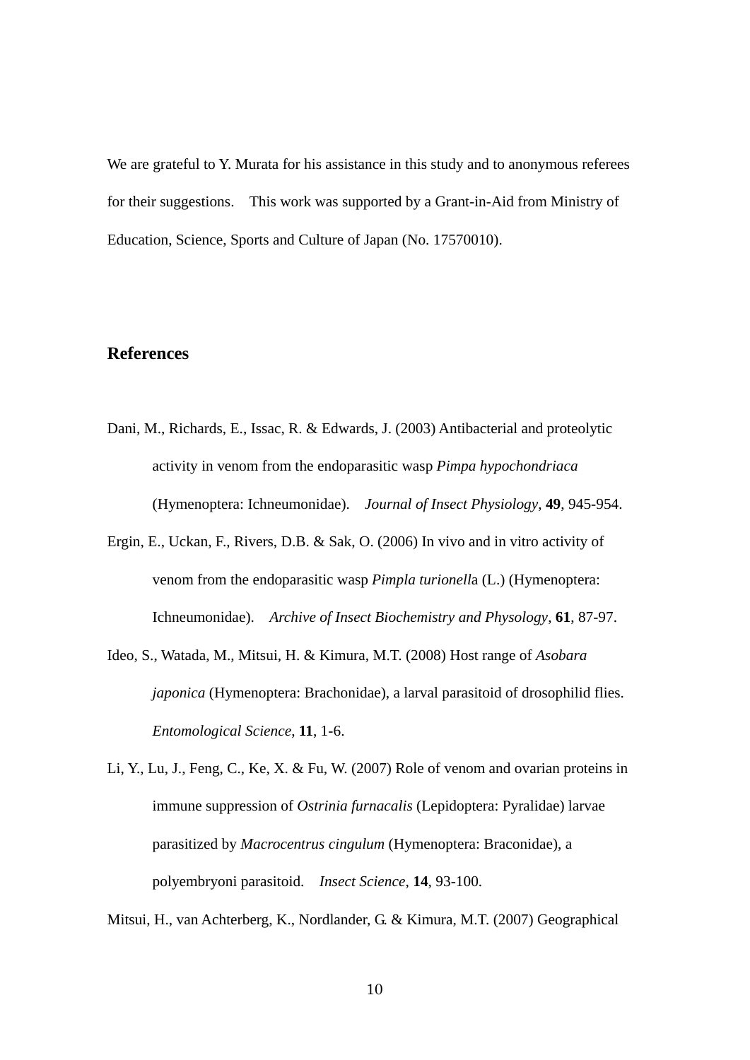We are grateful to Y. Murata for his assistance in this study and to anonymous referees for their suggestions. This work was supported by a Grant-in-Aid from Ministry of Education, Science, Sports and Culture of Japan (No. 17570010).

## References

Dani, M., Richards, E., Issac, R. & Edwards, J. (2003) Antibacterial and proteolytic activity in venom from the endoparasitic wasp *Pimpa hypochondriaca* (Hymenoptera: Ichneumonidae). *Journal of Insect Physiology*, **49**, 945-954.

Ergin, E., Uckan, F., Rivers, D.B. & Sak, O. (2006) In vivo and in vitro activity of venom from the endoparasitic wasp *Pimpla turionell*a (L.) (Hymenoptera: Ichneumonidae). *Archive of Insect Biochemistry and Physology*, **61**, 87-97.

Ideo, S., Watada, M., Mitsui, H. & Kimura, M.T. (2008) Host range of *Asobara japonica* (Hymenoptera: Brachonidae), a larval parasitoid of drosophilid flies. *Entomological Science*, **11**, 1-6.

Li, Y., Lu, J., Feng, C., Ke, X. & Fu, W. (2007) Role of venom and ovarian proteins in immune suppression of *Ostrinia furnacalis* (Lepidoptera: Pyralidae) larvae parasitized by *Macrocentrus cingulum* (Hymenoptera: Braconidae), a polyembryoni parasitoid. *Insect Science*, **14**, 93-100.

Mitsui, H., van Achterberg, K., Nordlander, G. & Kimura, M.T. (2007) Geographical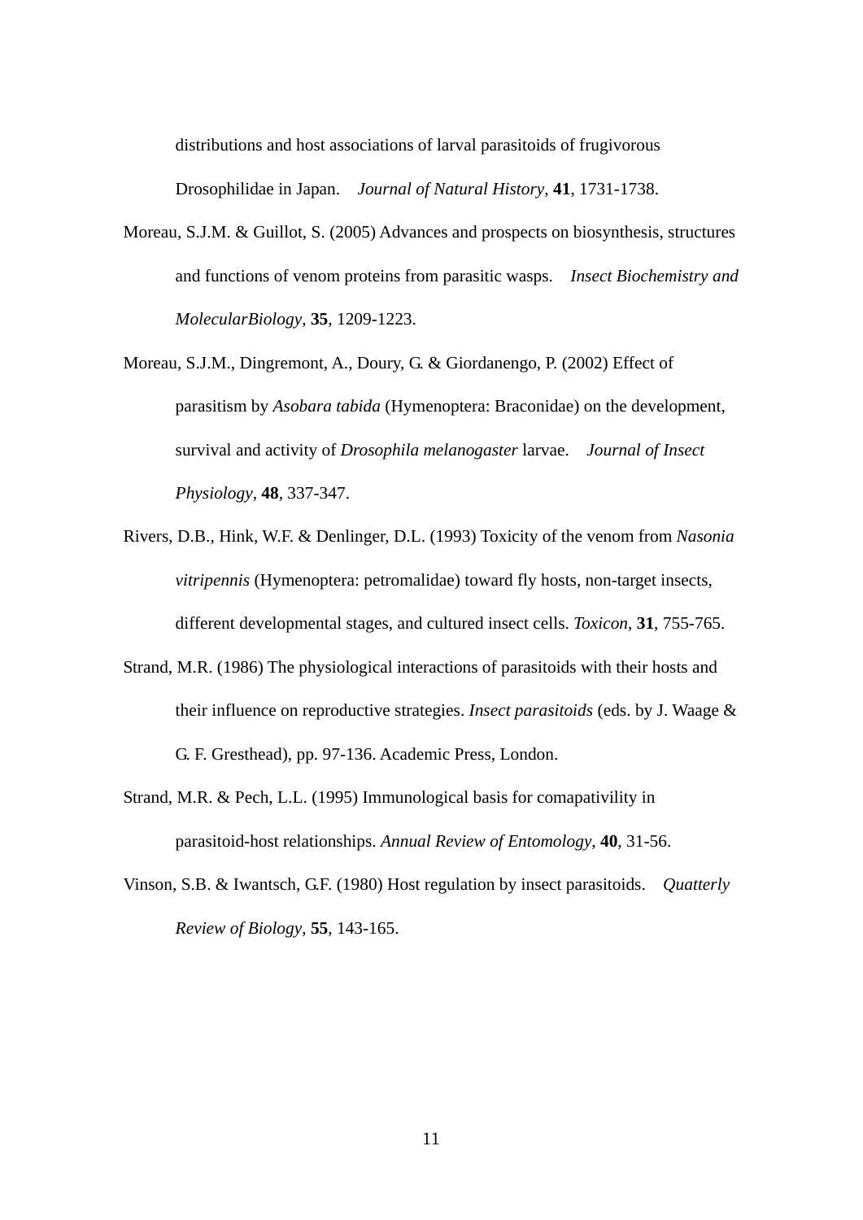distributions and host associations of larval parasitoids of frugivorous Drosophilidae in Japan. *Journal of Natural History*, **41**, 1731-1738.

Moreau, S.J.M. & Guillot, S. (2005) Advances and prospects on biosynthesis, structures and functions of venom proteins from parasitic wasps. *Insect Biochemistry and MolecularBiology*, **35**, 1209-1223.

Moreau, S.J.M., Dingremont, A., Doury, G. & Giordanengo, P. (2002) Effect of parasitism by *Asobara tabida* (Hymenoptera: Braconidae) on the development, survival and activity of *Drosophila melanogaster* larvae. *Journal of Insect Physiology*, **48**, 337-347.

Rivers, D.B., Hink, W.F. & Denlinger, D.L. (1993) Toxicity of the venom from *Nasonia vitripennis* (Hymenoptera: petromalidae) toward fly hosts, non-target insects, different developmental stages, and cultured insect cells. *Toxicon*, **31**, 755-765.

Strand, M.R. (1986) The physiological interactions of parasitoids with their hosts and their influence on reproductive strategies. *Insect parasitoids* (eds. by J. Waage & G. F. Gresthead), pp. 97-136. Academic Press, London.

Strand, M.R. & Pech, L.L. (1995) Immunological basis for comapativility in parasitoid-host relationships. *Annual Review of Entomology*, **40**, 31-56.

Vinson, S.B. & Iwantsch, G.F. (1980) Host regulation by insect parasitoids. *Quatterly Review of Biology*, **55**, 143-165.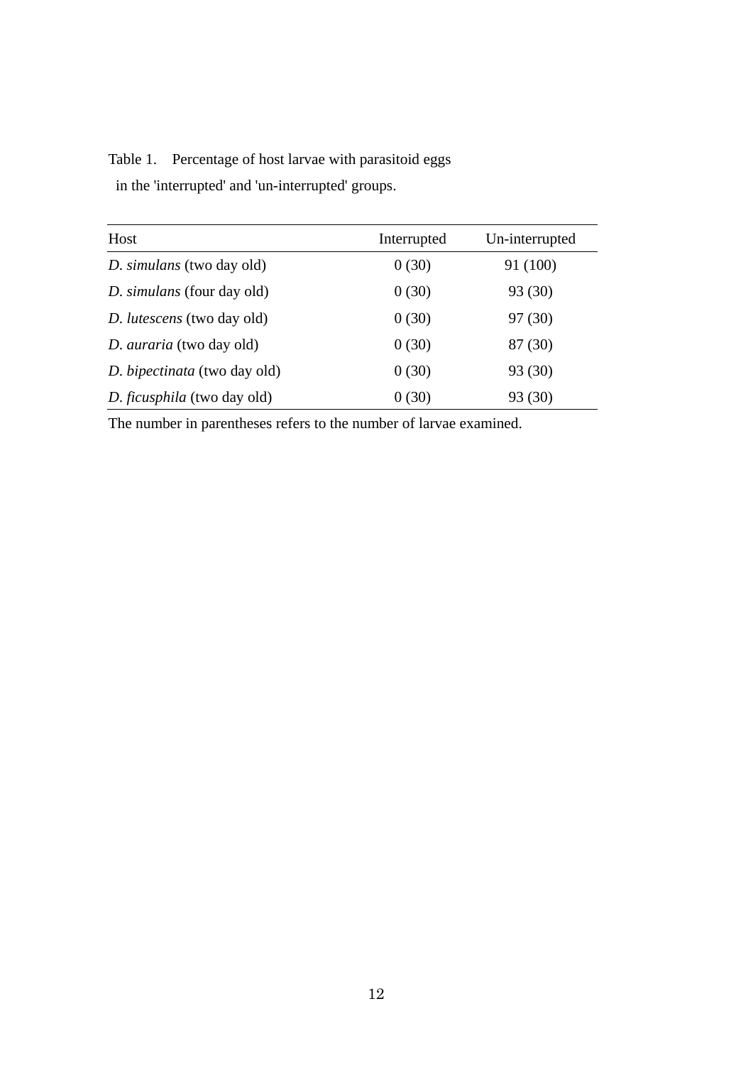Table 1. Percentage of host larvae with parasitoid eggs in the 'interrupted' and 'un-interrupted' groups.

| Host | Interrupted | Un-interrupted |
|---|---|---|
| *D. simulans* (two day old) | 0 (30) | 91 (100) |
| *D. simulans* (four day old) | 0 (30) | 93 (30) |
| *D. lutescens* (two day old) | 0 (30) | 97 (30) |
| *D. auraria* (two day old) | 0 (30) | 87 (30) |
| *D. bipectinata* (two day old) | 0 (30) | 93 (30) |
| *D. ficusphila* (two day old) | 0 (30) | 93 (30) |

The number in parentheses refers to the number of larvae examined.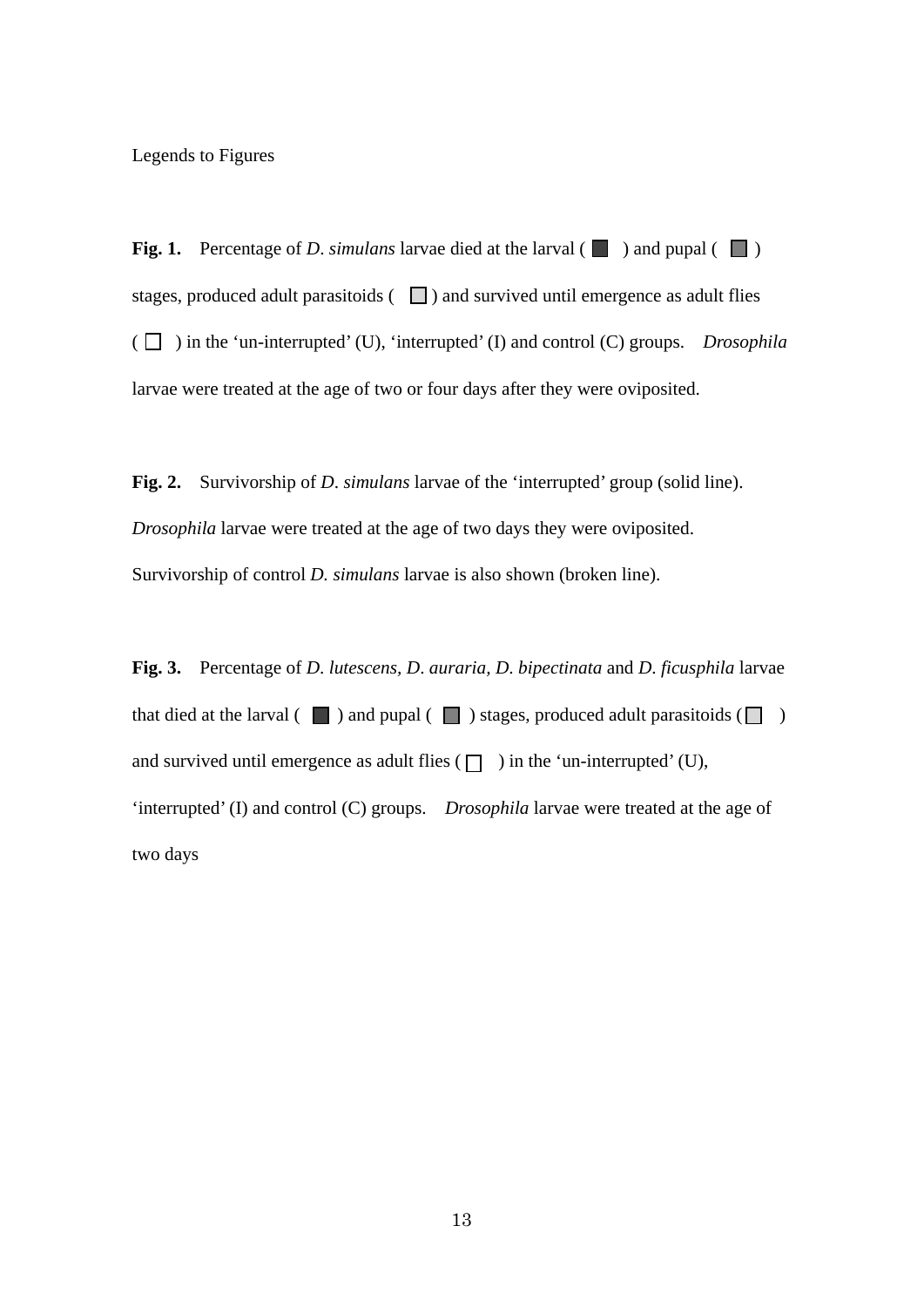Legends to Figures

**Fig. 1.** Percentage of *D*. *simulans* larvae died at the larval ( ■ ) and pupal ( ■ ) stages, produced adult parasitoids ( □ ) and survived until emergence as adult flies ( □ ) in the 'un-interrupted' (U), 'interrupted' (I) and control (C) groups. *Drosophila* larvae were treated at the age of two or four days after they were oviposited.

**Fig. 2.** Survivorship of *D*. *simulans* larvae of the 'interrupted' group (solid line). *Drosophila* larvae were treated at the age of two days they were oviposited. Survivorship of control *D. simulans* larvae is also shown (broken line).

**Fig. 3.** Percentage of *D*. *lutescens*, *D*. *auraria*, *D*. *bipectinata* and *D*. *ficusphila* larvae that died at the larval ( ■ ) and pupal ( ■ ) stages, produced adult parasitoids ( □ ) and survived until emergence as adult flies ( □ ) in the 'un-interrupted' (U), 'interrupted' (I) and control (C) groups. *Drosophila* larvae were treated at the age of two days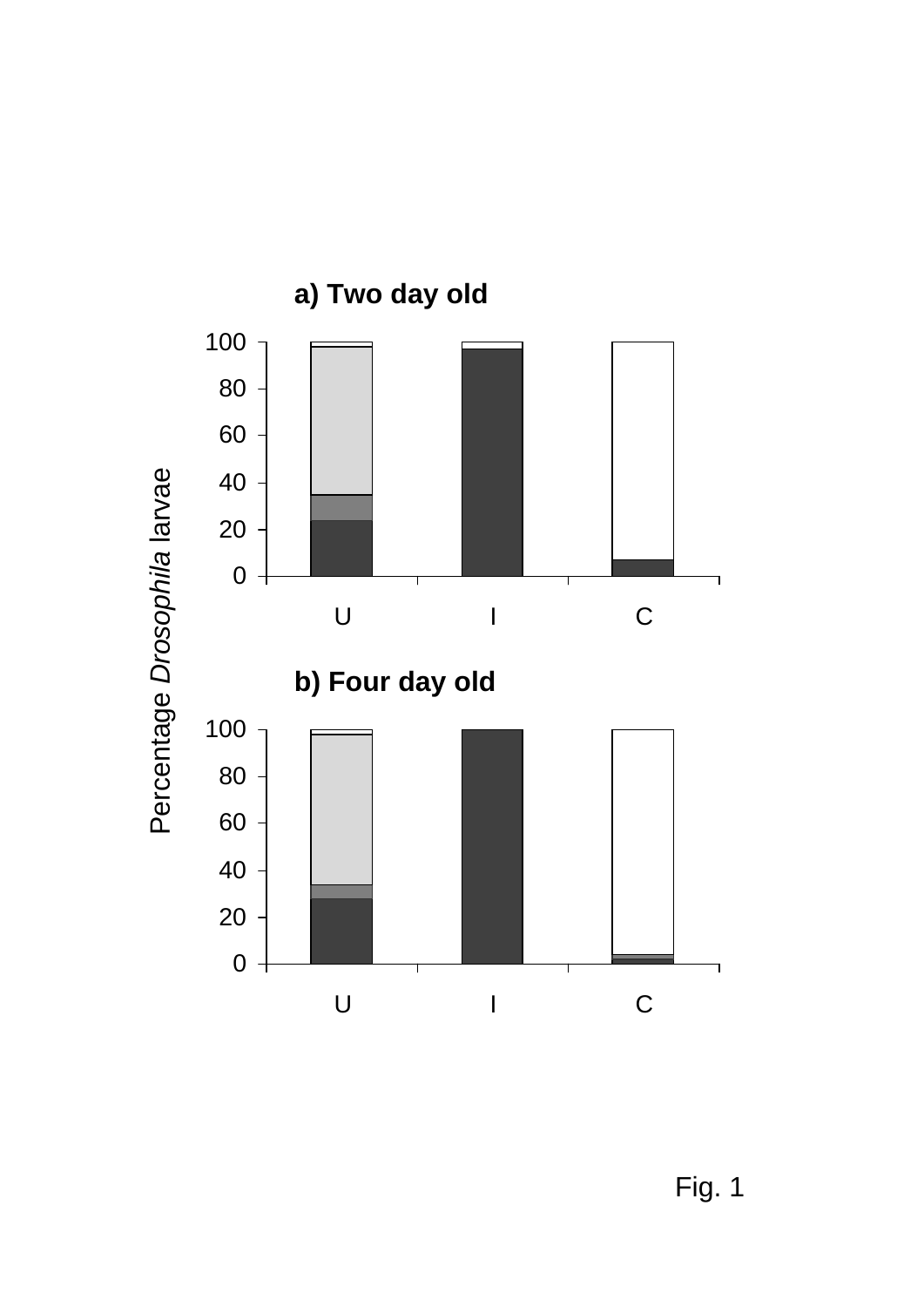**a) Two day old**

**b) Four day old**

Percentage *Drosophila* larvae

Fig. 1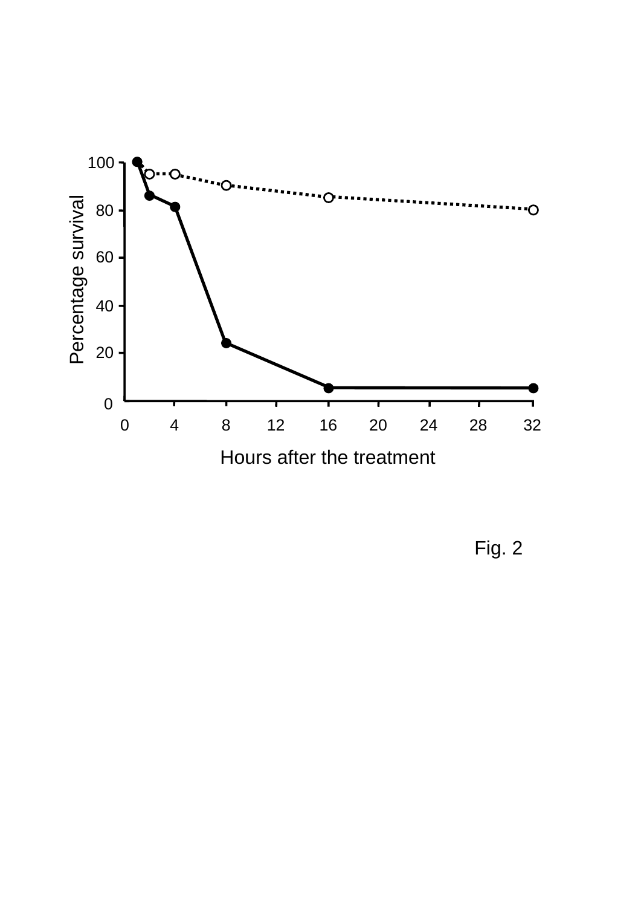Fig. 2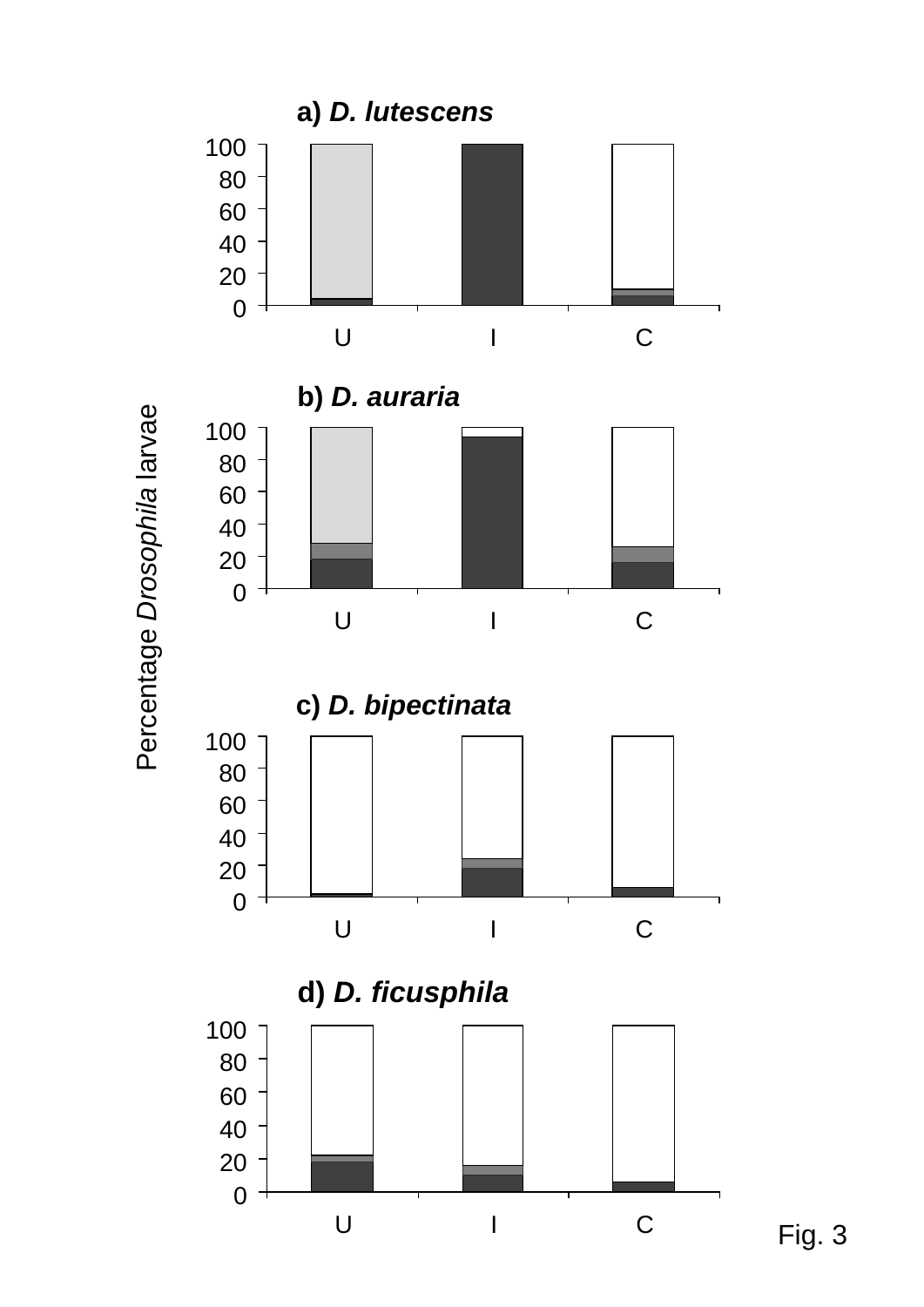**a)** ***D. lutescens***

100
80
60
40
20
0

U I C

**b)** ***D. auraria***

100
80
60
40
20
0

U I C

Percentage *Drosophila* larvae

**c)** ***D. bipectinata***

100
80
60
40
20
0

U I C

**d)** ***D. ficusphila***

100
80
60
40
20
0

U I C

Fig. 3